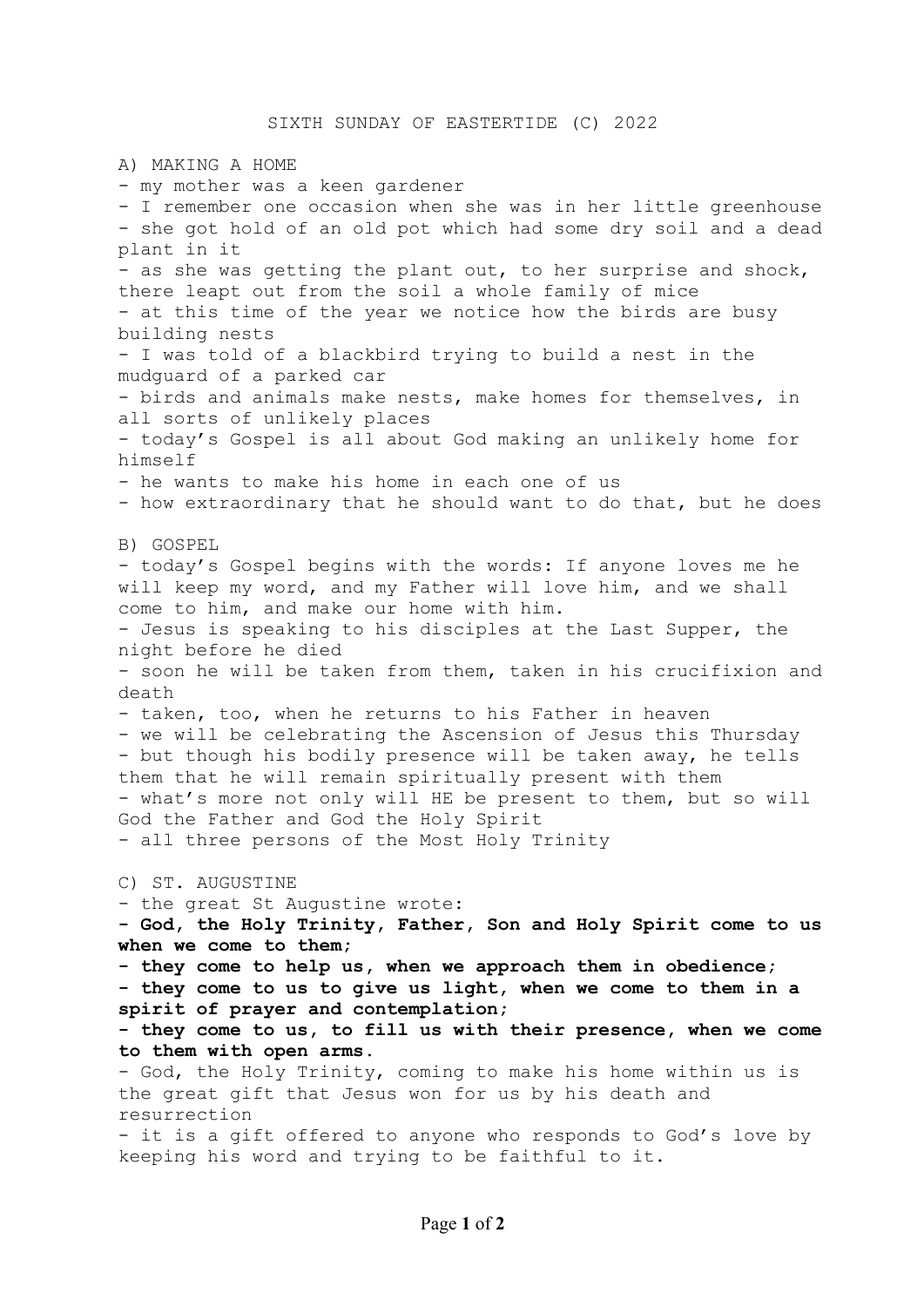# SIXTH SUNDAY OF EASTERTIDE (C) 2022

## A) MAKING A HOME

- my mother was a keen gardener
- I remember one occasion when she was in her little greenhouse
- she got hold of an old pot which had some dry soil and a dead plant in it
- as she was getting the plant out, to her surprise and shock, there leapt out from the soil a whole family of mice
- at this time of the year we notice how the birds are busy building nests
- I was told of a blackbird trying to build a nest in the mudguard of a parked car
- birds and animals make nests, make homes for themselves, in all sorts of unlikely places
- today's Gospel is all about God making an unlikely home for himself
- he wants to make his home in each one of us
- how extraordinary that he should want to do that, but he does

## B) GOSPEL

- today's Gospel begins with the words: If anyone loves me he will keep my word, and my Father will love him, and we shall come to him, and make our home with him.
- Jesus is speaking to his disciples at the Last Supper, the night before he died
- soon he will be taken from them, taken in his crucifixion and death
- taken, too, when he returns to his Father in heaven
- we will be celebrating the Ascension of Jesus this Thursday
- but though his bodily presence will be taken away, he tells them that he will remain spiritually present with them
- what's more not only will HE be present to them, but so will God the Father and God the Holy Spirit
- all three persons of the Most Holy Trinity

## C) ST. AUGUSTINE

- the great St Augustine wrote:
- **God, the Holy Trinity, Father, Son and Holy Spirit come to us when we come to them;**
- **they come to help us, when we approach them in obedience;**
- **they come to us to give us light, when we come to them in a spirit of prayer and contemplation;**
- **they come to us, to fill us with their presence, when we come to them with open arms.**
- God, the Holy Trinity, coming to make his home within us is the great gift that Jesus won for us by his death and resurrection
- it is a gift offered to anyone who responds to God's love by keeping his word and trying to be faithful to it.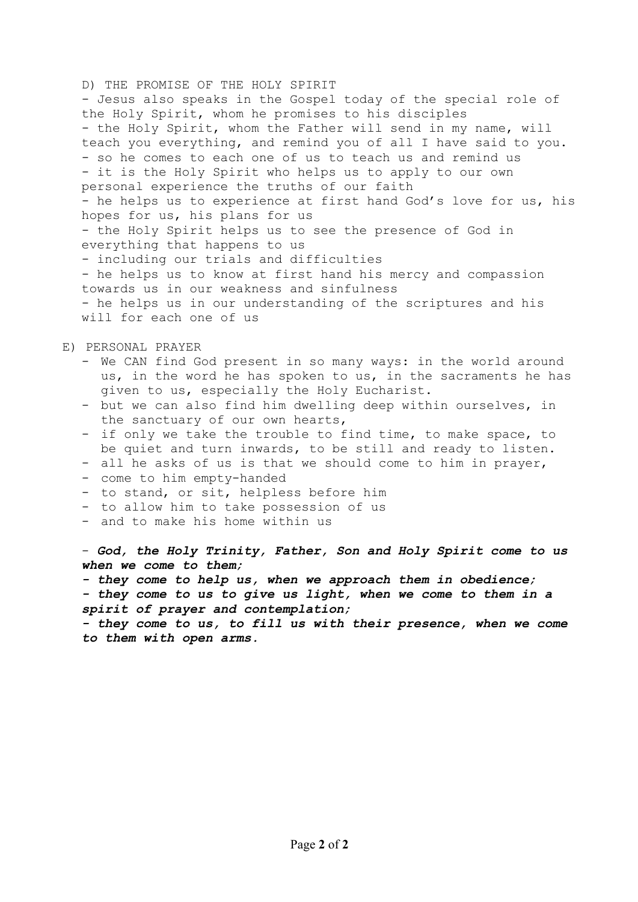D) THE PROMISE OF THE HOLY SPIRIT

- Jesus also speaks in the Gospel today of the special role of the Holy Spirit, whom he promises to his disciples
- the Holy Spirit, whom the Father will send in my name, will teach you everything, and remind you of all I have said to you.
- so he comes to each one of us to teach us and remind us
- it is the Holy Spirit who helps us to apply to our own personal experience the truths of our faith
- he helps us to experience at first hand God's love for us, his hopes for us, his plans for us
- the Holy Spirit helps us to see the presence of God in everything that happens to us
- including our trials and difficulties
- he helps us to know at first hand his mercy and compassion towards us in our weakness and sinfulness
- he helps us in our understanding of the scriptures and his will for each one of us

E) PERSONAL PRAYER

- We CAN find God present in so many ways: in the world around us, in the word he has spoken to us, in the sacraments he has given to us, especially the Holy Eucharist.
- but we can also find him dwelling deep within ourselves, in the sanctuary of our own hearts,
- if only we take the trouble to find time, to make space, to be quiet and turn inwards, to be still and ready to listen.
- all he asks of us is that we should come to him in prayer,
- come to him empty-handed
- to stand, or sit, helpless before him
- to allow him to take possession of us
- and to make his home within us

- ***God, the Holy Trinity, Father, Son and Holy Spirit come to us when we come to them;***
- ***they come to help us, when we approach them in obedience;***
- ***they come to us to give us light, when we come to them in a spirit of prayer and contemplation;***
- ***they come to us, to fill us with their presence, when we come to them with open arms.***